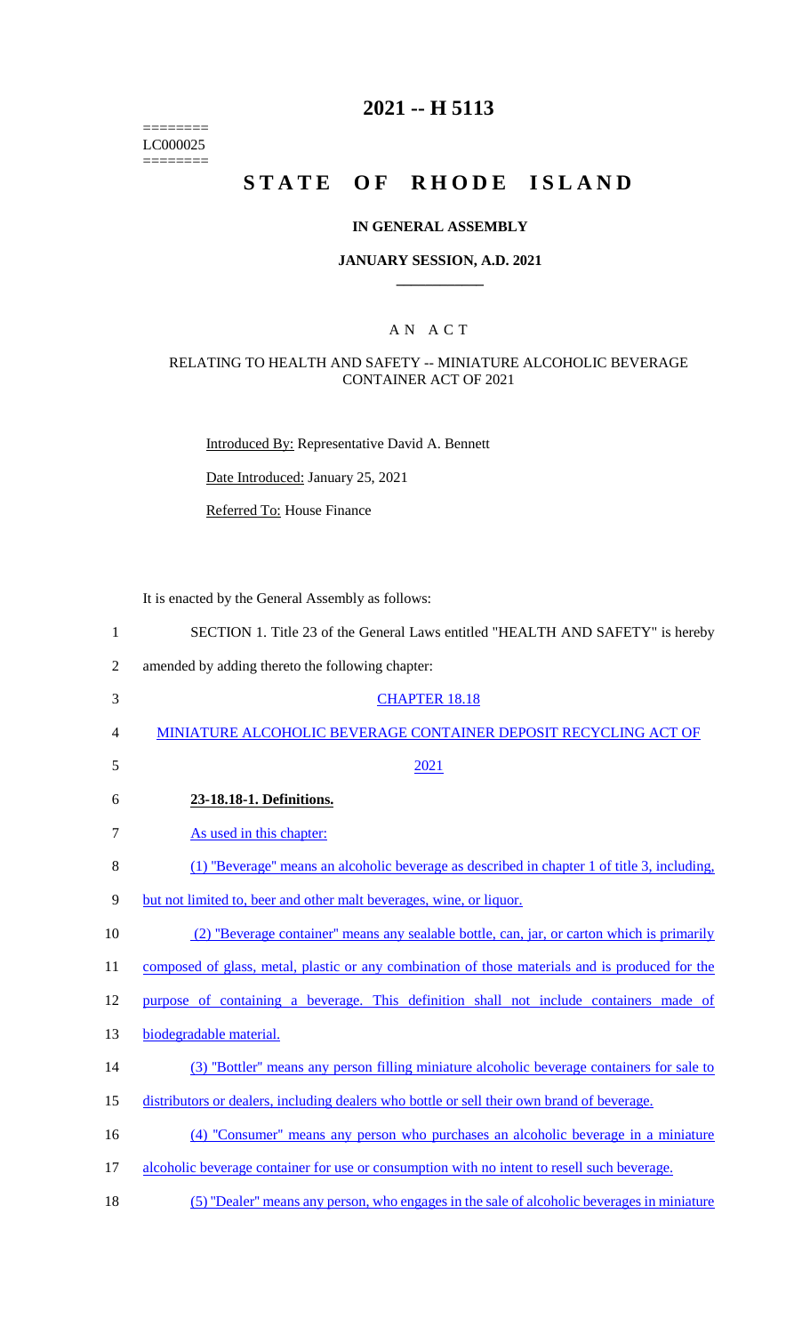========
LC000025
========

# 2021 -- H 5113

# STATE OF RHODE ISLAND

## IN GENERAL ASSEMBLY

### JANUARY SESSION, A.D. 2021

## A N A C T

### RELATING TO HEALTH AND SAFETY -- MINIATURE ALCOHOLIC BEVERAGE CONTAINER ACT OF 2021

Introduced By: Representative David A. Bennett

Date Introduced: January 25, 2021

Referred To: House Finance

It is enacted by the General Assembly as follows:

1 SECTION 1. Title 23 of the General Laws entitled "HEALTH AND SAFETY" is hereby
2 amended by adding thereto the following chapter:

3 CHAPTER 18.18

4 MINIATURE ALCOHOLIC BEVERAGE CONTAINER DEPOSIT RECYCLING ACT OF
5 2021

6 **23-18.18-1. Definitions.**

7 As used in this chapter:

8 (1) "Beverage" means an alcoholic beverage as described in chapter 1 of title 3, including,
9 but not limited to, beer and other malt beverages, wine, or liquor.

10 (2) "Beverage container" means any sealable bottle, can, jar, or carton which is primarily
11 composed of glass, metal, plastic or any combination of those materials and is produced for the
12 purpose of containing a beverage. This definition shall not include containers made of
13 biodegradable material.

14 (3) "Bottler" means any person filling miniature alcoholic beverage containers for sale to
15 distributors or dealers, including dealers who bottle or sell their own brand of beverage.

16 (4) "Consumer" means any person who purchases an alcoholic beverage in a miniature
17 alcoholic beverage container for use or consumption with no intent to resell such beverage.

18 (5) "Dealer" means any person, who engages in the sale of alcoholic beverages in miniature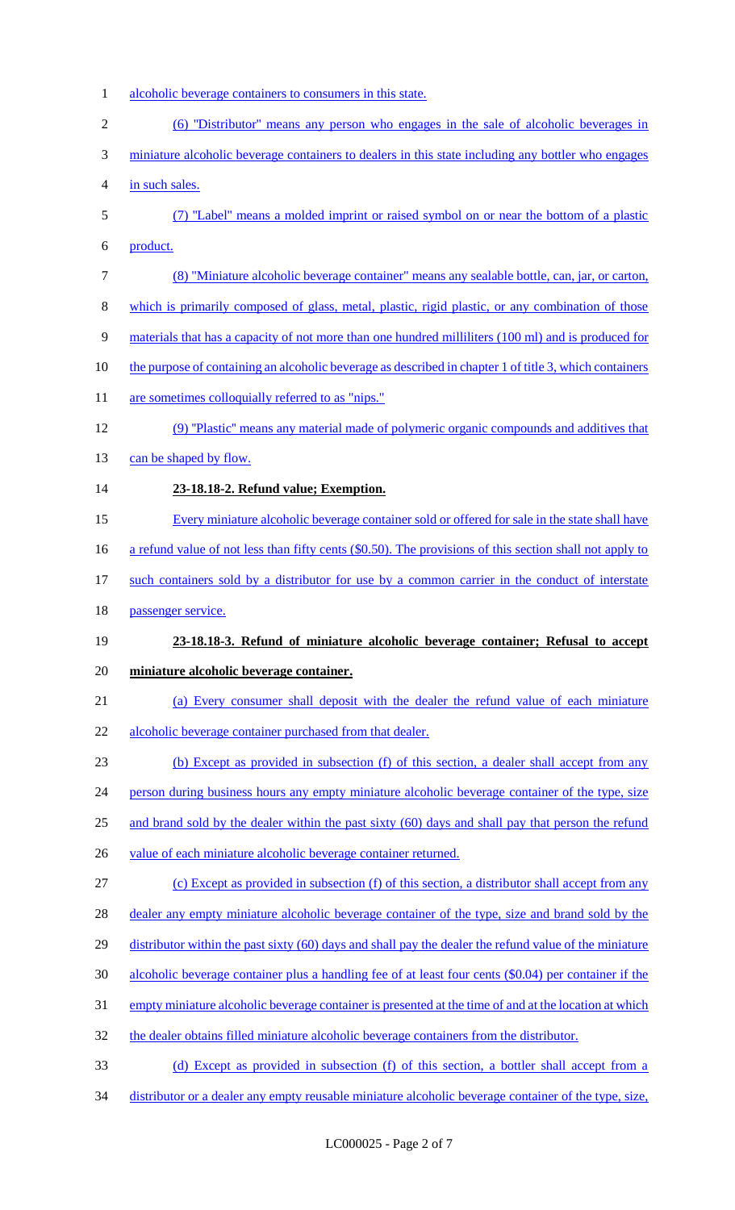alcoholic beverage containers to consumers in this state.

(6) "Distributor" means any person who engages in the sale of alcoholic beverages in miniature alcoholic beverage containers to dealers in this state including any bottler who engages in such sales.

(7) "Label" means a molded imprint or raised symbol on or near the bottom of a plastic product.

(8) "Miniature alcoholic beverage container" means any sealable bottle, can, jar, or carton, which is primarily composed of glass, metal, plastic, rigid plastic, or any combination of those materials that has a capacity of not more than one hundred milliliters (100 ml) and is produced for the purpose of containing an alcoholic beverage as described in chapter 1 of title 3, which containers are sometimes colloquially referred to as "nips."

(9) "Plastic" means any material made of polymeric organic compounds and additives that can be shaped by flow.

**23-18.18-2. Refund value; Exemption.**

Every miniature alcoholic beverage container sold or offered for sale in the state shall have a refund value of not less than fifty cents ($0.50). The provisions of this section shall not apply to such containers sold by a distributor for use by a common carrier in the conduct of interstate passenger service.

**23-18.18-3. Refund of miniature alcoholic beverage container; Refusal to accept miniature alcoholic beverage container.**

(a) Every consumer shall deposit with the dealer the refund value of each miniature alcoholic beverage container purchased from that dealer.

(b) Except as provided in subsection (f) of this section, a dealer shall accept from any person during business hours any empty miniature alcoholic beverage container of the type, size and brand sold by the dealer within the past sixty (60) days and shall pay that person the refund value of each miniature alcoholic beverage container returned.

(c) Except as provided in subsection (f) of this section, a distributor shall accept from any dealer any empty miniature alcoholic beverage container of the type, size and brand sold by the distributor within the past sixty (60) days and shall pay the dealer the refund value of the miniature alcoholic beverage container plus a handling fee of at least four cents ($0.04) per container if the empty miniature alcoholic beverage container is presented at the time of and at the location at which the dealer obtains filled miniature alcoholic beverage containers from the distributor.

(d) Except as provided in subsection (f) of this section, a bottler shall accept from a distributor or a dealer any empty reusable miniature alcoholic beverage container of the type, size,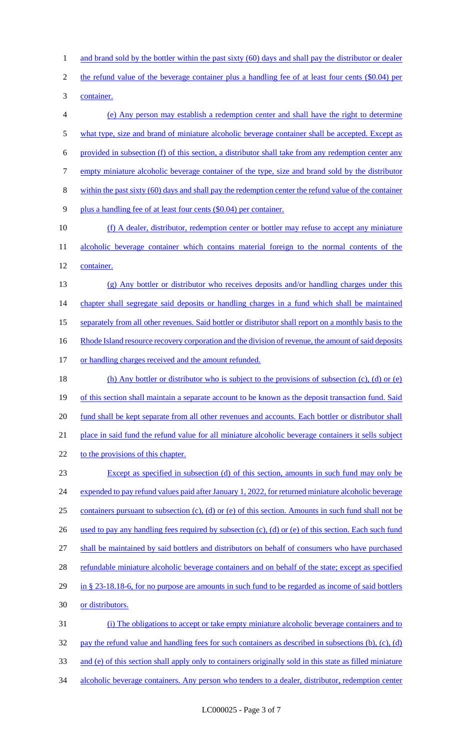and brand sold by the bottler within the past sixty (60) days and shall pay the distributor or dealer the refund value of the beverage container plus a handling fee of at least four cents ($0.04) per container.

(e) Any person may establish a redemption center and shall have the right to determine what type, size and brand of miniature alcoholic beverage container shall be accepted. Except as provided in subsection (f) of this section, a distributor shall take from any redemption center any empty miniature alcoholic beverage container of the type, size and brand sold by the distributor within the past sixty (60) days and shall pay the redemption center the refund value of the container plus a handling fee of at least four cents ($0.04) per container.

(f) A dealer, distributor, redemption center or bottler may refuse to accept any miniature alcoholic beverage container which contains material foreign to the normal contents of the container.

(g) Any bottler or distributor who receives deposits and/or handling charges under this chapter shall segregate said deposits or handling charges in a fund which shall be maintained separately from all other revenues. Said bottler or distributor shall report on a monthly basis to the Rhode Island resource recovery corporation and the division of revenue, the amount of said deposits or handling charges received and the amount refunded.

(h) Any bottler or distributor who is subject to the provisions of subsection (c), (d) or (e) of this section shall maintain a separate account to be known as the deposit transaction fund. Said fund shall be kept separate from all other revenues and accounts. Each bottler or distributor shall place in said fund the refund value for all miniature alcoholic beverage containers it sells subject to the provisions of this chapter.

Except as specified in subsection (d) of this section, amounts in such fund may only be expended to pay refund values paid after January 1, 2022, for returned miniature alcoholic beverage containers pursuant to subsection (c), (d) or (e) of this section. Amounts in such fund shall not be used to pay any handling fees required by subsection (c), (d) or (e) of this section. Each such fund shall be maintained by said bottlers and distributors on behalf of consumers who have purchased refundable miniature alcoholic beverage containers and on behalf of the state; except as specified in § 23-18.18-6, for no purpose are amounts in such fund to be regarded as income of said bottlers or distributors.

(i) The obligations to accept or take empty miniature alcoholic beverage containers and to pay the refund value and handling fees for such containers as described in subsections (b), (c), (d) and (e) of this section shall apply only to containers originally sold in this state as filled miniature alcoholic beverage containers. Any person who tenders to a dealer, distributor, redemption center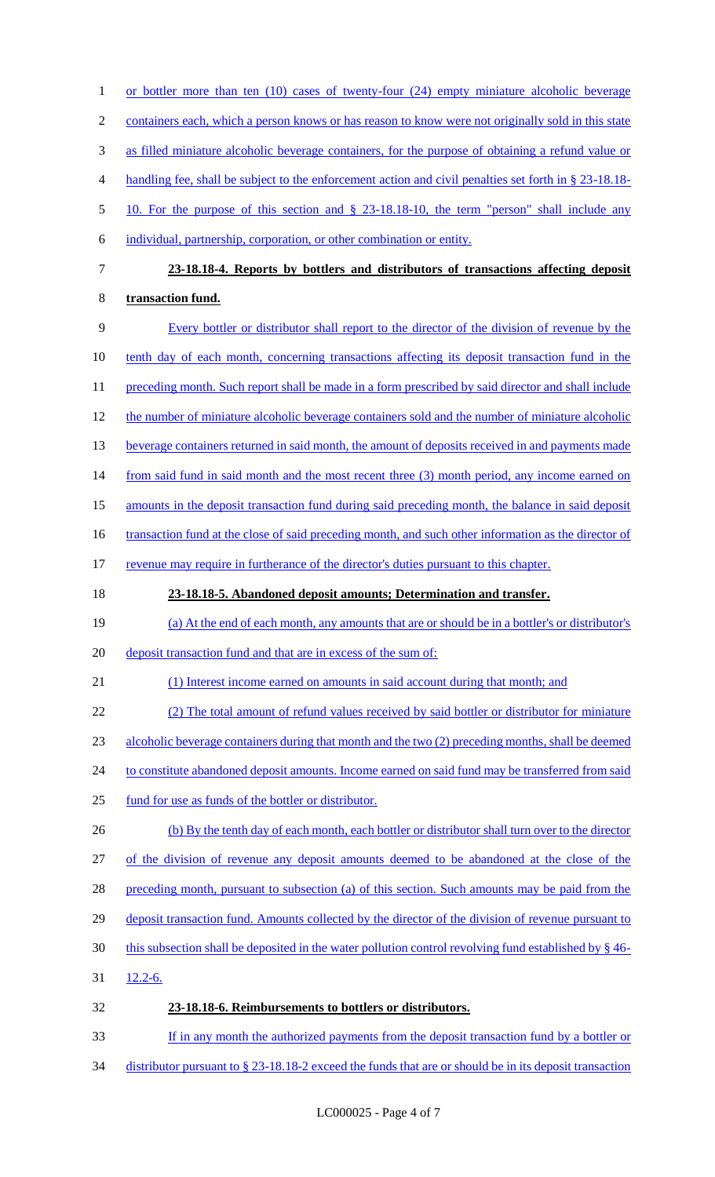or bottler more than ten (10) cases of twenty-four (24) empty miniature alcoholic beverage containers each, which a person knows or has reason to know were not originally sold in this state as filled miniature alcoholic beverage containers, for the purpose of obtaining a refund value or handling fee, shall be subject to the enforcement action and civil penalties set forth in § 23-18.18-10. For the purpose of this section and § 23-18.18-10, the term "person" shall include any individual, partnership, corporation, or other combination or entity.

**23-18.18-4. Reports by bottlers and distributors of transactions affecting deposit transaction fund.**

Every bottler or distributor shall report to the director of the division of revenue by the tenth day of each month, concerning transactions affecting its deposit transaction fund in the preceding month. Such report shall be made in a form prescribed by said director and shall include the number of miniature alcoholic beverage containers sold and the number of miniature alcoholic beverage containers returned in said month, the amount of deposits received in and payments made from said fund in said month and the most recent three (3) month period, any income earned on amounts in the deposit transaction fund during said preceding month, the balance in said deposit transaction fund at the close of said preceding month, and such other information as the director of revenue may require in furtherance of the director's duties pursuant to this chapter.

**23-18.18-5. Abandoned deposit amounts; Determination and transfer.**

(a) At the end of each month, any amounts that are or should be in a bottler's or distributor's deposit transaction fund and that are in excess of the sum of:

(1) Interest income earned on amounts in said account during that month; and

(2) The total amount of refund values received by said bottler or distributor for miniature alcoholic beverage containers during that month and the two (2) preceding months, shall be deemed to constitute abandoned deposit amounts. Income earned on said fund may be transferred from said fund for use as funds of the bottler or distributor.

(b) By the tenth day of each month, each bottler or distributor shall turn over to the director of the division of revenue any deposit amounts deemed to be abandoned at the close of the preceding month, pursuant to subsection (a) of this section. Such amounts may be paid from the deposit transaction fund. Amounts collected by the director of the division of revenue pursuant to this subsection shall be deposited in the water pollution control revolving fund established by § 46-12.2-6.

**23-18.18-6. Reimbursements to bottlers or distributors.**

If in any month the authorized payments from the deposit transaction fund by a bottler or distributor pursuant to § 23-18.18-2 exceed the funds that are or should be in its deposit transaction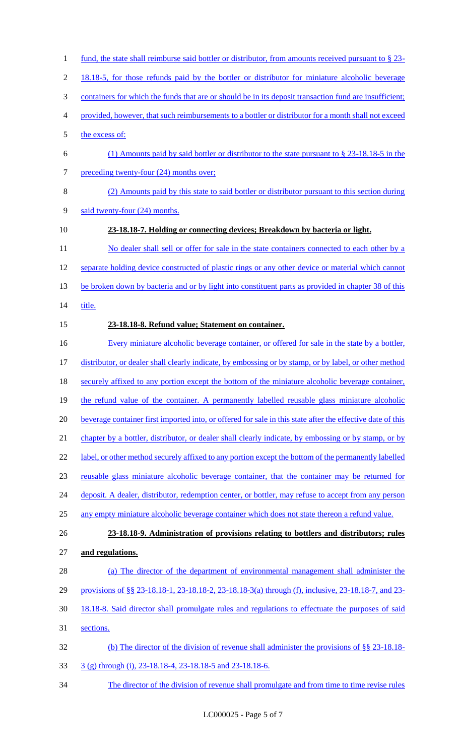fund, the state shall reimburse said bottler or distributor, from amounts received pursuant to § 23-18.18-5, for those refunds paid by the bottler or distributor for miniature alcoholic beverage containers for which the funds that are or should be in its deposit transaction fund are insufficient; provided, however, that such reimbursements to a bottler or distributor for a month shall not exceed the excess of:

(1) Amounts paid by said bottler or distributor to the state pursuant to § 23-18.18-5 in the preceding twenty-four (24) months over;

(2) Amounts paid by this state to said bottler or distributor pursuant to this section during said twenty-four (24) months.

**23-18.18-7. Holding or connecting devices; Breakdown by bacteria or light.**

No dealer shall sell or offer for sale in the state containers connected to each other by a separate holding device constructed of plastic rings or any other device or material which cannot be broken down by bacteria and or by light into constituent parts as provided in chapter 38 of this title.

**23-18.18-8. Refund value; Statement on container.**

Every miniature alcoholic beverage container, or offered for sale in the state by a bottler, distributor, or dealer shall clearly indicate, by embossing or by stamp, or by label, or other method securely affixed to any portion except the bottom of the miniature alcoholic beverage container, the refund value of the container. A permanently labelled reusable glass miniature alcoholic beverage container first imported into, or offered for sale in this state after the effective date of this chapter by a bottler, distributor, or dealer shall clearly indicate, by embossing or by stamp, or by label, or other method securely affixed to any portion except the bottom of the permanently labelled reusable glass miniature alcoholic beverage container, that the container may be returned for deposit. A dealer, distributor, redemption center, or bottler, may refuse to accept from any person any empty miniature alcoholic beverage container which does not state thereon a refund value.

**23-18.18-9. Administration of provisions relating to bottlers and distributors; rules and regulations.**

(a) The director of the department of environmental management shall administer the provisions of §§ 23-18.18-1, 23-18.18-2, 23-18.18-3(a) through (f), inclusive, 23-18.18-7, and 23-18.18-8. Said director shall promulgate rules and regulations to effectuate the purposes of said sections.

(b) The director of the division of revenue shall administer the provisions of §§ 23-18.18-3 (g) through (i), 23-18.18-4, 23-18.18-5 and 23-18.18-6.

The director of the division of revenue shall promulgate and from time to time revise rules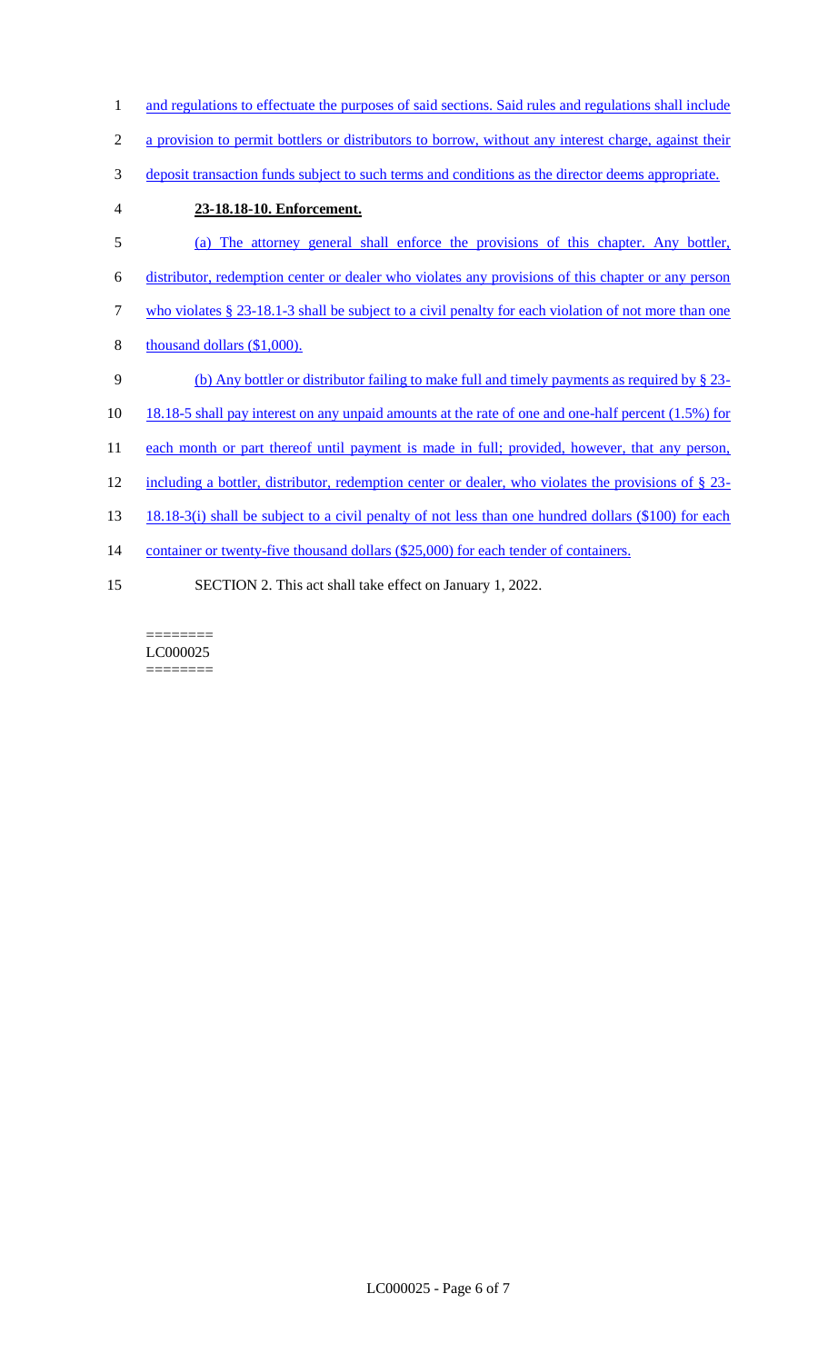and regulations to effectuate the purposes of said sections. Said rules and regulations shall include a provision to permit bottlers or distributors to borrow, without any interest charge, against their deposit transaction funds subject to such terms and conditions as the director deems appropriate.

**23-18.18-10. Enforcement.**

(a) The attorney general shall enforce the provisions of this chapter. Any bottler, distributor, redemption center or dealer who violates any provisions of this chapter or any person who violates § 23-18.1-3 shall be subject to a civil penalty for each violation of not more than one thousand dollars ($1,000).

(b) Any bottler or distributor failing to make full and timely payments as required by § 23-18.18-5 shall pay interest on any unpaid amounts at the rate of one and one-half percent (1.5%) for each month or part thereof until payment is made in full; provided, however, that any person, including a bottler, distributor, redemption center or dealer, who violates the provisions of § 23-18.18-3(i) shall be subject to a civil penalty of not less than one hundred dollars ($100) for each container or twenty-five thousand dollars ($25,000) for each tender of containers.

SECTION 2. This act shall take effect on January 1, 2022.

========
LC000025
========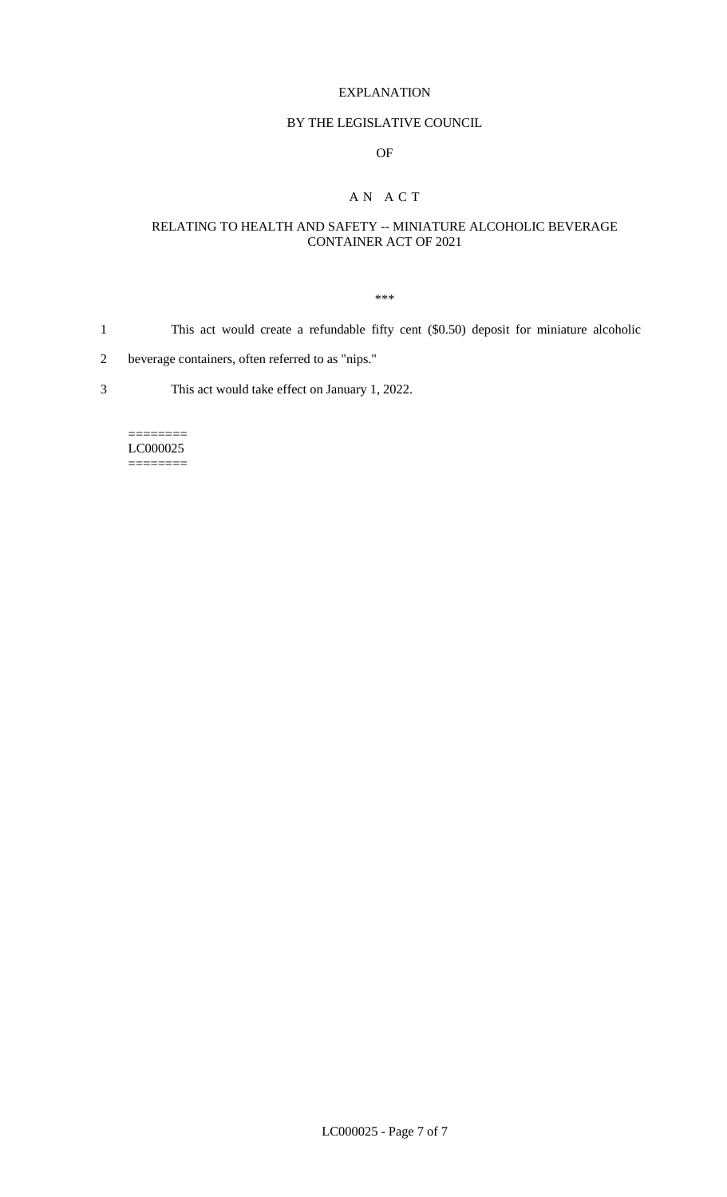EXPLANATION

BY THE LEGISLATIVE COUNCIL

OF

A N A C T

RELATING TO HEALTH AND SAFETY -- MINIATURE ALCOHOLIC BEVERAGE CONTAINER ACT OF 2021

\*\*\*

1 This act would create a refundable fifty cent ($0.50) deposit for miniature alcoholic
2 beverage containers, often referred to as "nips."
3 This act would take effect on January 1, 2022.

========
LC000025
========